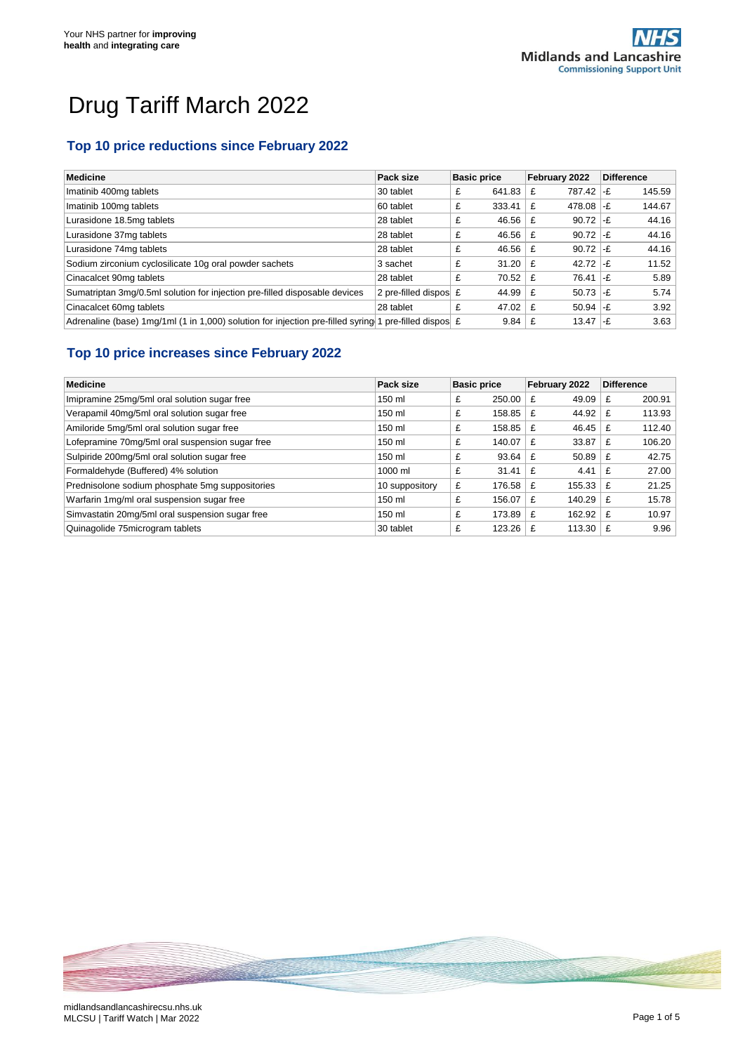Your NHS partner for **improving health** and **integrating care**

# Drug Tariff March 2022

## Top 10 price reductions since February 2022

| Medicine | Pack size | Basic price | | February 2022 | | Difference | |
|---|---|---|---|---|---|---|---|
| Imatinib 400mg tablets | 30 tablet | £ | 641.83 | £ | 787.42 | -£ | 145.59 |
| Imatinib 100mg tablets | 60 tablet | £ | 333.41 | £ | 478.08 | -£ | 144.67 |
| Lurasidone 18.5mg tablets | 28 tablet | £ | 46.56 | £ | 90.72 | -£ | 44.16 |
| Lurasidone 37mg tablets | 28 tablet | £ | 46.56 | £ | 90.72 | -£ | 44.16 |
| Lurasidone 74mg tablets | 28 tablet | £ | 46.56 | £ | 90.72 | -£ | 44.16 |
| Sodium zirconium cyclosilicate 10g oral powder sachets | 3 sachet | £ | 31.20 | £ | 42.72 | -£ | 11.52 |
| Cinacalcet 90mg tablets | 28 tablet | £ | 70.52 | £ | 76.41 | -£ | 5.89 |
| Sumatriptan 3mg/0.5ml solution for injection pre-filled disposable devices | 2 pre-filled dispos | £ | 44.99 | £ | 50.73 | -£ | 5.74 |
| Cinacalcet 60mg tablets | 28 tablet | £ | 47.02 | £ | 50.94 | -£ | 3.92 |
| Adrenaline (base) 1mg/1ml (1 in 1,000) solution for injection pre-filled syring | 1 pre-filled dispos | £ | 9.84 | £ | 13.47 | -£ | 3.63 |

## Top 10 price increases since February 2022

| Medicine | Pack size | Basic price | | February 2022 | | Difference | |
|---|---|---|---|---|---|---|---|
| Imipramine 25mg/5ml oral solution sugar free | 150 ml | £ | 250.00 | £ | 49.09 | £ | 200.91 |
| Verapamil 40mg/5ml oral solution sugar free | 150 ml | £ | 158.85 | £ | 44.92 | £ | 113.93 |
| Amiloride 5mg/5ml oral solution sugar free | 150 ml | £ | 158.85 | £ | 46.45 | £ | 112.40 |
| Lofepramine 70mg/5ml oral suspension sugar free | 150 ml | £ | 140.07 | £ | 33.87 | £ | 106.20 |
| Sulpiride 200mg/5ml oral solution sugar free | 150 ml | £ | 93.64 | £ | 50.89 | £ | 42.75 |
| Formaldehyde (Buffered) 4% solution | 1000 ml | £ | 31.41 | £ | 4.41 | £ | 27.00 |
| Prednisolone sodium phosphate 5mg suppositories | 10 suppository | £ | 176.58 | £ | 155.33 | £ | 21.25 |
| Warfarin 1mg/ml oral suspension sugar free | 150 ml | £ | 156.07 | £ | 140.29 | £ | 15.78 |
| Simvastatin 20mg/5ml oral suspension sugar free | 150 ml | £ | 173.89 | £ | 162.92 | £ | 10.97 |
| Quinagolide 75microgram tablets | 30 tablet | £ | 123.26 | £ | 113.30 | £ | 9.96 |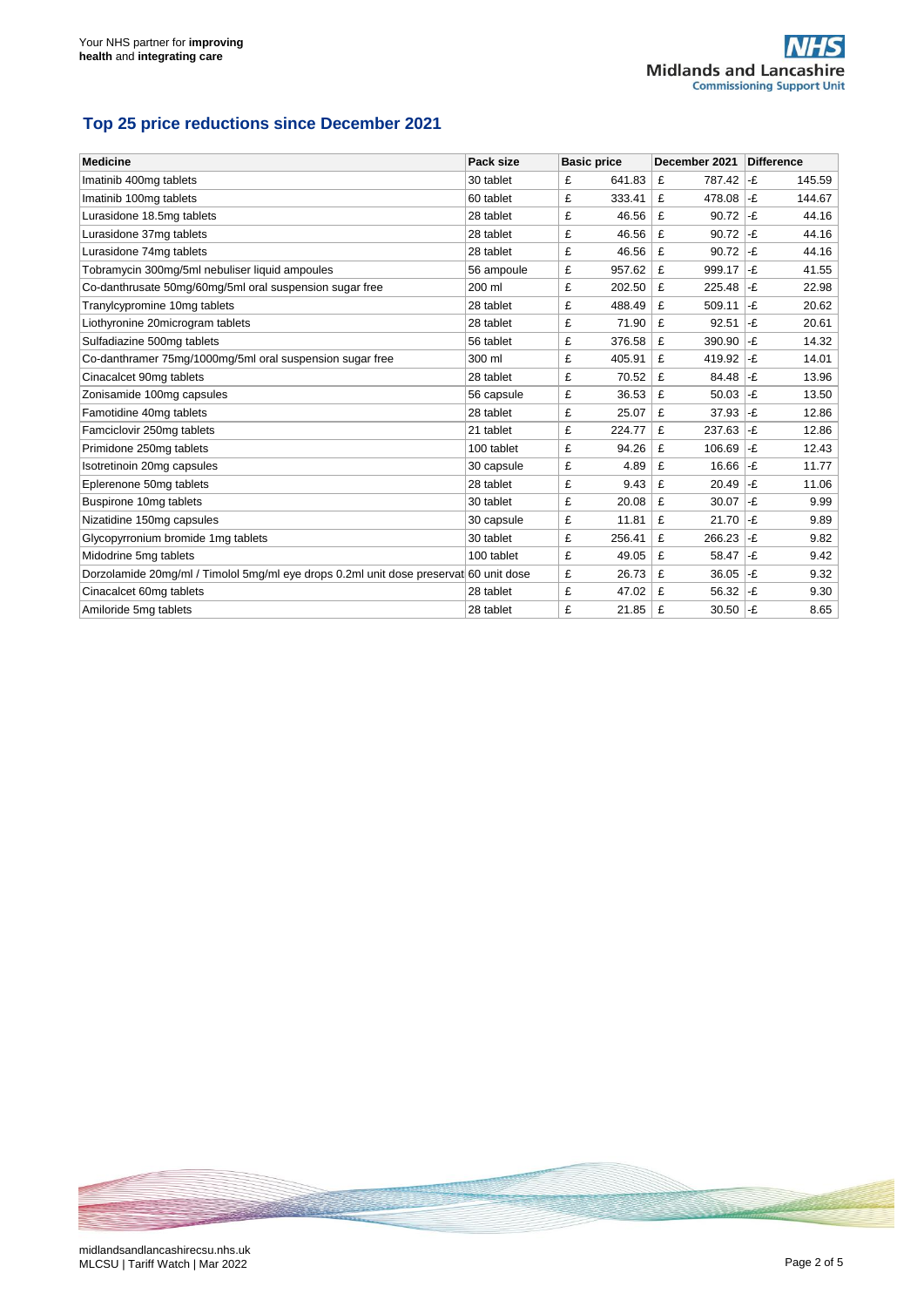## Top 25 price reductions since December 2021

| Medicine | Pack size | Basic price | December 2021 | Difference |
|---|---|---|---|---|
| Imatinib 400mg tablets | 30 tablet | £ 641.83 | £ 787.42 | -£ 145.59 |
| Imatinib 100mg tablets | 60 tablet | £ 333.41 | £ 478.08 | -£ 144.67 |
| Lurasidone 18.5mg tablets | 28 tablet | £ 46.56 | £ 90.72 | -£ 44.16 |
| Lurasidone 37mg tablets | 28 tablet | £ 46.56 | £ 90.72 | -£ 44.16 |
| Lurasidone 74mg tablets | 28 tablet | £ 46.56 | £ 90.72 | -£ 44.16 |
| Tobramycin 300mg/5ml nebuliser liquid ampoules | 56 ampoule | £ 957.62 | £ 999.17 | -£ 41.55 |
| Co-danthrusate 50mg/60mg/5ml oral suspension sugar free | 200 ml | £ 202.50 | £ 225.48 | -£ 22.98 |
| Tranylcypromine 10mg tablets | 28 tablet | £ 488.49 | £ 509.11 | -£ 20.62 |
| Liothyronine 20microgram tablets | 28 tablet | £ 71.90 | £ 92.51 | -£ 20.61 |
| Sulfadiazine 500mg tablets | 56 tablet | £ 376.58 | £ 390.90 | -£ 14.32 |
| Co-danthramer 75mg/1000mg/5ml oral suspension sugar free | 300 ml | £ 405.91 | £ 419.92 | -£ 14.01 |
| Cinacalcet 90mg tablets | 28 tablet | £ 70.52 | £ 84.48 | -£ 13.96 |
| Zonisamide 100mg capsules | 56 capsule | £ 36.53 | £ 50.03 | -£ 13.50 |
| Famotidine 40mg tablets | 28 tablet | £ 25.07 | £ 37.93 | -£ 12.86 |
| Famciclovir 250mg tablets | 21 tablet | £ 224.77 | £ 237.63 | -£ 12.86 |
| Primidone 250mg tablets | 100 tablet | £ 94.26 | £ 106.69 | -£ 12.43 |
| Isotretinoin 20mg capsules | 30 capsule | £ 4.89 | £ 16.66 | -£ 11.77 |
| Eplerenone 50mg tablets | 28 tablet | £ 9.43 | £ 20.49 | -£ 11.06 |
| Buspirone 10mg tablets | 30 tablet | £ 20.08 | £ 30.07 | -£ 9.99 |
| Nizatidine 150mg capsules | 30 capsule | £ 11.81 | £ 21.70 | -£ 9.89 |
| Glycopyrronium bromide 1mg tablets | 30 tablet | £ 256.41 | £ 266.23 | -£ 9.82 |
| Midodrine 5mg tablets | 100 tablet | £ 49.05 | £ 58.47 | -£ 9.42 |
| Dorzolamide 20mg/ml / Timolol 5mg/ml eye drops 0.2ml unit dose preservat | 60 unit dose | £ 26.73 | £ 36.05 | -£ 9.32 |
| Cinacalcet 60mg tablets | 28 tablet | £ 47.02 | £ 56.32 | -£ 9.30 |
| Amiloride 5mg tablets | 28 tablet | £ 21.85 | £ 30.50 | -£ 8.65 |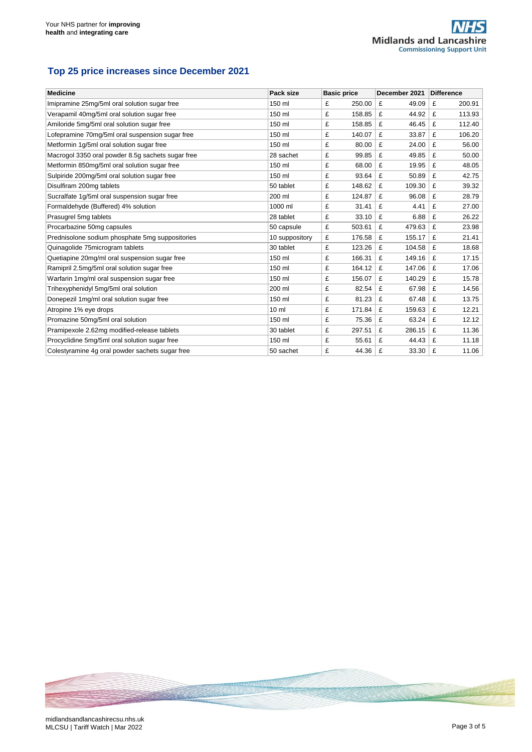## Top 25 price increases since December 2021

| Medicine | Pack size | Basic price | December 2021 | Difference |
|---|---|---|---|---|
| Imipramine 25mg/5ml oral solution sugar free | 150 ml | £ 250.00 | £ 49.09 | £ 200.91 |
| Verapamil 40mg/5ml oral solution sugar free | 150 ml | £ 158.85 | £ 44.92 | £ 113.93 |
| Amiloride 5mg/5ml oral solution sugar free | 150 ml | £ 158.85 | £ 46.45 | £ 112.40 |
| Lofepramine 70mg/5ml oral suspension sugar free | 150 ml | £ 140.07 | £ 33.87 | £ 106.20 |
| Metformin 1g/5ml oral solution sugar free | 150 ml | £ 80.00 | £ 24.00 | £ 56.00 |
| Macrogol 3350 oral powder 8.5g sachets sugar free | 28 sachet | £ 99.85 | £ 49.85 | £ 50.00 |
| Metformin 850mg/5ml oral solution sugar free | 150 ml | £ 68.00 | £ 19.95 | £ 48.05 |
| Sulpiride 200mg/5ml oral solution sugar free | 150 ml | £ 93.64 | £ 50.89 | £ 42.75 |
| Disulfiram 200mg tablets | 50 tablet | £ 148.62 | £ 109.30 | £ 39.32 |
| Sucralfate 1g/5ml oral suspension sugar free | 200 ml | £ 124.87 | £ 96.08 | £ 28.79 |
| Formaldehyde (Buffered) 4% solution | 1000 ml | £ 31.41 | £ 4.41 | £ 27.00 |
| Prasugrel 5mg tablets | 28 tablet | £ 33.10 | £ 6.88 | £ 26.22 |
| Procarbazine 50mg capsules | 50 capsule | £ 503.61 | £ 479.63 | £ 23.98 |
| Prednisolone sodium phosphate 5mg suppositories | 10 suppository | £ 176.58 | £ 155.17 | £ 21.41 |
| Quinagolide 75microgram tablets | 30 tablet | £ 123.26 | £ 104.58 | £ 18.68 |
| Quetiapine 20mg/ml oral suspension sugar free | 150 ml | £ 166.31 | £ 149.16 | £ 17.15 |
| Ramipril 2.5mg/5ml oral solution sugar free | 150 ml | £ 164.12 | £ 147.06 | £ 17.06 |
| Warfarin 1mg/ml oral suspension sugar free | 150 ml | £ 156.07 | £ 140.29 | £ 15.78 |
| Trihexyphenidyl 5mg/5ml oral solution | 200 ml | £ 82.54 | £ 67.98 | £ 14.56 |
| Donepezil 1mg/ml oral solution sugar free | 150 ml | £ 81.23 | £ 67.48 | £ 13.75 |
| Atropine 1% eye drops | 10 ml | £ 171.84 | £ 159.63 | £ 12.21 |
| Promazine 50mg/5ml oral solution | 150 ml | £ 75.36 | £ 63.24 | £ 12.12 |
| Pramipexole 2.62mg modified-release tablets | 30 tablet | £ 297.51 | £ 286.15 | £ 11.36 |
| Procyclidine 5mg/5ml oral solution sugar free | 150 ml | £ 55.61 | £ 44.43 | £ 11.18 |
| Colestyramine 4g oral powder sachets sugar free | 50 sachet | £ 44.36 | £ 33.30 | £ 11.06 |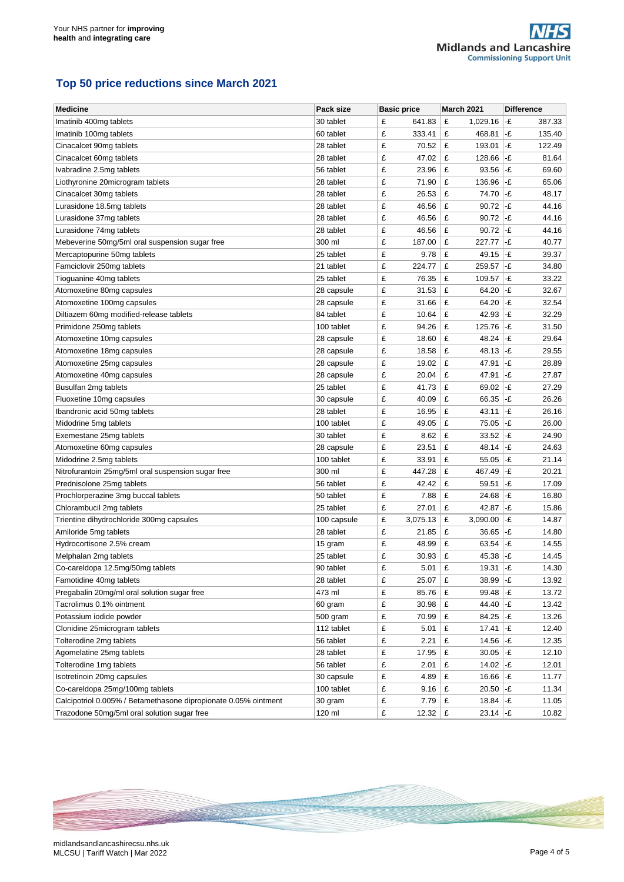## Top 50 price reductions since March 2021

| Medicine | Pack size | Basic price | | March 2021 | | Difference | |
|---|---|---|---|---|---|---|---|
| Imatinib 400mg tablets | 30 tablet | £ | 641.83 | £ | 1,029.16 | -£ | 387.33 |
| Imatinib 100mg tablets | 60 tablet | £ | 333.41 | £ | 468.81 | -£ | 135.40 |
| Cinacalcet 90mg tablets | 28 tablet | £ | 70.52 | £ | 193.01 | -£ | 122.49 |
| Cinacalcet 60mg tablets | 28 tablet | £ | 47.02 | £ | 128.66 | -£ | 81.64 |
| Ivabradine 2.5mg tablets | 56 tablet | £ | 23.96 | £ | 93.56 | -£ | 69.60 |
| Liothyronine 20microgram tablets | 28 tablet | £ | 71.90 | £ | 136.96 | -£ | 65.06 |
| Cinacalcet 30mg tablets | 28 tablet | £ | 26.53 | £ | 74.70 | -£ | 48.17 |
| Lurasidone 18.5mg tablets | 28 tablet | £ | 46.56 | £ | 90.72 | -£ | 44.16 |
| Lurasidone 37mg tablets | 28 tablet | £ | 46.56 | £ | 90.72 | -£ | 44.16 |
| Lurasidone 74mg tablets | 28 tablet | £ | 46.56 | £ | 90.72 | -£ | 44.16 |
| Mebeverine 50mg/5ml oral suspension sugar free | 300 ml | £ | 187.00 | £ | 227.77 | -£ | 40.77 |
| Mercaptopurine 50mg tablets | 25 tablet | £ | 9.78 | £ | 49.15 | -£ | 39.37 |
| Famciclovir 250mg tablets | 21 tablet | £ | 224.77 | £ | 259.57 | -£ | 34.80 |
| Tioguanine 40mg tablets | 25 tablet | £ | 76.35 | £ | 109.57 | -£ | 33.22 |
| Atomoxetine 80mg capsules | 28 capsule | £ | 31.53 | £ | 64.20 | -£ | 32.67 |
| Atomoxetine 100mg capsules | 28 capsule | £ | 31.66 | £ | 64.20 | -£ | 32.54 |
| Diltiazem 60mg modified-release tablets | 84 tablet | £ | 10.64 | £ | 42.93 | -£ | 32.29 |
| Primidone 250mg tablets | 100 tablet | £ | 94.26 | £ | 125.76 | -£ | 31.50 |
| Atomoxetine 10mg capsules | 28 capsule | £ | 18.60 | £ | 48.24 | -£ | 29.64 |
| Atomoxetine 18mg capsules | 28 capsule | £ | 18.58 | £ | 48.13 | -£ | 29.55 |
| Atomoxetine 25mg capsules | 28 capsule | £ | 19.02 | £ | 47.91 | -£ | 28.89 |
| Atomoxetine 40mg capsules | 28 capsule | £ | 20.04 | £ | 47.91 | -£ | 27.87 |
| Busulfan 2mg tablets | 25 tablet | £ | 41.73 | £ | 69.02 | -£ | 27.29 |
| Fluoxetine 10mg capsules | 30 capsule | £ | 40.09 | £ | 66.35 | -£ | 26.26 |
| Ibandronic acid 50mg tablets | 28 tablet | £ | 16.95 | £ | 43.11 | -£ | 26.16 |
| Midodrine 5mg tablets | 100 tablet | £ | 49.05 | £ | 75.05 | -£ | 26.00 |
| Exemestane 25mg tablets | 30 tablet | £ | 8.62 | £ | 33.52 | -£ | 24.90 |
| Atomoxetine 60mg capsules | 28 capsule | £ | 23.51 | £ | 48.14 | -£ | 24.63 |
| Midodrine 2.5mg tablets | 100 tablet | £ | 33.91 | £ | 55.05 | -£ | 21.14 |
| Nitrofurantoin 25mg/5ml oral suspension sugar free | 300 ml | £ | 447.28 | £ | 467.49 | -£ | 20.21 |
| Prednisolone 25mg tablets | 56 tablet | £ | 42.42 | £ | 59.51 | -£ | 17.09 |
| Prochlorperazine 3mg buccal tablets | 50 tablet | £ | 7.88 | £ | 24.68 | -£ | 16.80 |
| Chlorambucil 2mg tablets | 25 tablet | £ | 27.01 | £ | 42.87 | -£ | 15.86 |
| Trientine dihydrochloride 300mg capsules | 100 capsule | £ | 3,075.13 | £ | 3,090.00 | -£ | 14.87 |
| Amiloride 5mg tablets | 28 tablet | £ | 21.85 | £ | 36.65 | -£ | 14.80 |
| Hydrocortisone 2.5% cream | 15 gram | £ | 48.99 | £ | 63.54 | -£ | 14.55 |
| Melphalan 2mg tablets | 25 tablet | £ | 30.93 | £ | 45.38 | -£ | 14.45 |
| Co-careldopa 12.5mg/50mg tablets | 90 tablet | £ | 5.01 | £ | 19.31 | -£ | 14.30 |
| Famotidine 40mg tablets | 28 tablet | £ | 25.07 | £ | 38.99 | -£ | 13.92 |
| Pregabalin 20mg/ml oral solution sugar free | 473 ml | £ | 85.76 | £ | 99.48 | -£ | 13.72 |
| Tacrolimus 0.1% ointment | 60 gram | £ | 30.98 | £ | 44.40 | -£ | 13.42 |
| Potassium iodide powder | 500 gram | £ | 70.99 | £ | 84.25 | -£ | 13.26 |
| Clonidine 25microgram tablets | 112 tablet | £ | 5.01 | £ | 17.41 | -£ | 12.40 |
| Tolterodine 2mg tablets | 56 tablet | £ | 2.21 | £ | 14.56 | -£ | 12.35 |
| Agomelatine 25mg tablets | 28 tablet | £ | 17.95 | £ | 30.05 | -£ | 12.10 |
| Tolterodine 1mg tablets | 56 tablet | £ | 2.01 | £ | 14.02 | -£ | 12.01 |
| Isotretinoin 20mg capsules | 30 capsule | £ | 4.89 | £ | 16.66 | -£ | 11.77 |
| Co-careldopa 25mg/100mg tablets | 100 tablet | £ | 9.16 | £ | 20.50 | -£ | 11.34 |
| Calcipotriol 0.005% / Betamethasone dipropionate 0.05% ointment | 30 gram | £ | 7.79 | £ | 18.84 | -£ | 11.05 |
| Trazodone 50mg/5ml oral solution sugar free | 120 ml | £ | 12.32 | £ | 23.14 | -£ | 10.82 |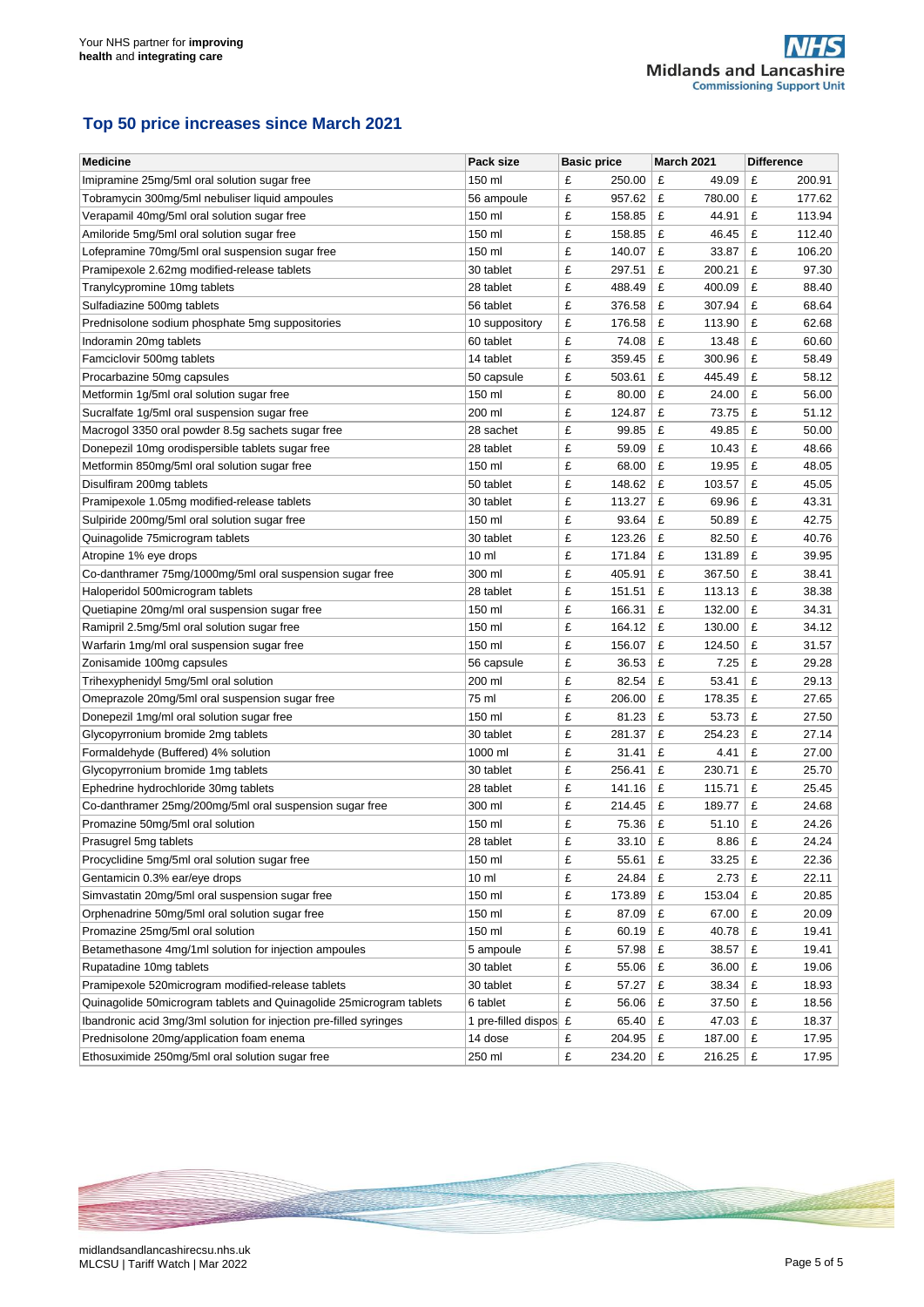## Top 50 price increases since March 2021

| Medicine | Pack size | Basic price | | March 2021 | | Difference | |
|---|---|---|---|---|---|---|---|
| Imipramine 25mg/5ml oral solution sugar free | 150 ml | £ | 250.00 | £ | 49.09 | £ | 200.91 |
| Tobramycin 300mg/5ml nebuliser liquid ampoules | 56 ampoule | £ | 957.62 | £ | 780.00 | £ | 177.62 |
| Verapamil 40mg/5ml oral solution sugar free | 150 ml | £ | 158.85 | £ | 44.91 | £ | 113.94 |
| Amiloride 5mg/5ml oral solution sugar free | 150 ml | £ | 158.85 | £ | 46.45 | £ | 112.40 |
| Lofepramine 70mg/5ml oral suspension sugar free | 150 ml | £ | 140.07 | £ | 33.87 | £ | 106.20 |
| Pramipexole 2.62mg modified-release tablets | 30 tablet | £ | 297.51 | £ | 200.21 | £ | 97.30 |
| Tranylcypromine 10mg tablets | 28 tablet | £ | 488.49 | £ | 400.09 | £ | 88.40 |
| Sulfadiazine 500mg tablets | 56 tablet | £ | 376.58 | £ | 307.94 | £ | 68.64 |
| Prednisolone sodium phosphate 5mg suppositories | 10 suppository | £ | 176.58 | £ | 113.90 | £ | 62.68 |
| Indoramin 20mg tablets | 60 tablet | £ | 74.08 | £ | 13.48 | £ | 60.60 |
| Famciclovir 500mg tablets | 14 tablet | £ | 359.45 | £ | 300.96 | £ | 58.49 |
| Procarbazine 50mg capsules | 50 capsule | £ | 503.61 | £ | 445.49 | £ | 58.12 |
| Metformin 1g/5ml oral solution sugar free | 150 ml | £ | 80.00 | £ | 24.00 | £ | 56.00 |
| Sucralfate 1g/5ml oral suspension sugar free | 200 ml | £ | 124.87 | £ | 73.75 | £ | 51.12 |
| Macrogol 3350 oral powder 8.5g sachets sugar free | 28 sachet | £ | 99.85 | £ | 49.85 | £ | 50.00 |
| Donepezil 10mg orodispersible tablets sugar free | 28 tablet | £ | 59.09 | £ | 10.43 | £ | 48.66 |
| Metformin 850mg/5ml oral solution sugar free | 150 ml | £ | 68.00 | £ | 19.95 | £ | 48.05 |
| Disulfiram 200mg tablets | 50 tablet | £ | 148.62 | £ | 103.57 | £ | 45.05 |
| Pramipexole 1.05mg modified-release tablets | 30 tablet | £ | 113.27 | £ | 69.96 | £ | 43.31 |
| Sulpiride 200mg/5ml oral solution sugar free | 150 ml | £ | 93.64 | £ | 50.89 | £ | 42.75 |
| Quinagolide 75microgram tablets | 30 tablet | £ | 123.26 | £ | 82.50 | £ | 40.76 |
| Atropine 1% eye drops | 10 ml | £ | 171.84 | £ | 131.89 | £ | 39.95 |
| Co-danthramer 75mg/1000mg/5ml oral suspension sugar free | 300 ml | £ | 405.91 | £ | 367.50 | £ | 38.41 |
| Haloperidol 500microgram tablets | 28 tablet | £ | 151.51 | £ | 113.13 | £ | 38.38 |
| Quetiapine 20mg/ml oral suspension sugar free | 150 ml | £ | 166.31 | £ | 132.00 | £ | 34.31 |
| Ramipril 2.5mg/5ml oral solution sugar free | 150 ml | £ | 164.12 | £ | 130.00 | £ | 34.12 |
| Warfarin 1mg/ml oral suspension sugar free | 150 ml | £ | 156.07 | £ | 124.50 | £ | 31.57 |
| Zonisamide 100mg capsules | 56 capsule | £ | 36.53 | £ | 7.25 | £ | 29.28 |
| Trihexyphenidyl 5mg/5ml oral solution | 200 ml | £ | 82.54 | £ | 53.41 | £ | 29.13 |
| Omeprazole 20mg/5ml oral suspension sugar free | 75 ml | £ | 206.00 | £ | 178.35 | £ | 27.65 |
| Donepezil 1mg/ml oral solution sugar free | 150 ml | £ | 81.23 | £ | 53.73 | £ | 27.50 |
| Glycopyrronium bromide 2mg tablets | 30 tablet | £ | 281.37 | £ | 254.23 | £ | 27.14 |
| Formaldehyde (Buffered) 4% solution | 1000 ml | £ | 31.41 | £ | 4.41 | £ | 27.00 |
| Glycopyrronium bromide 1mg tablets | 30 tablet | £ | 256.41 | £ | 230.71 | £ | 25.70 |
| Ephedrine hydrochloride 30mg tablets | 28 tablet | £ | 141.16 | £ | 115.71 | £ | 25.45 |
| Co-danthramer 25mg/200mg/5ml oral suspension sugar free | 300 ml | £ | 214.45 | £ | 189.77 | £ | 24.68 |
| Promazine 50mg/5ml oral solution | 150 ml | £ | 75.36 | £ | 51.10 | £ | 24.26 |
| Prasugrel 5mg tablets | 28 tablet | £ | 33.10 | £ | 8.86 | £ | 24.24 |
| Procyclidine 5mg/5ml oral solution sugar free | 150 ml | £ | 55.61 | £ | 33.25 | £ | 22.36 |
| Gentamicin 0.3% ear/eye drops | 10 ml | £ | 24.84 | £ | 2.73 | £ | 22.11 |
| Simvastatin 20mg/5ml oral suspension sugar free | 150 ml | £ | 173.89 | £ | 153.04 | £ | 20.85 |
| Orphenadrine 50mg/5ml oral solution sugar free | 150 ml | £ | 87.09 | £ | 67.00 | £ | 20.09 |
| Promazine 25mg/5ml oral solution | 150 ml | £ | 60.19 | £ | 40.78 | £ | 19.41 |
| Betamethasone 4mg/1ml solution for injection ampoules | 5 ampoule | £ | 57.98 | £ | 38.57 | £ | 19.41 |
| Rupatadine 10mg tablets | 30 tablet | £ | 55.06 | £ | 36.00 | £ | 19.06 |
| Pramipexole 520microgram modified-release tablets | 30 tablet | £ | 57.27 | £ | 38.34 | £ | 18.93 |
| Quinagolide 50microgram tablets and Quinagolide 25microgram tablets | 6 tablet | £ | 56.06 | £ | 37.50 | £ | 18.56 |
| Ibandronic acid 3mg/3ml solution for injection pre-filled syringes | 1 pre-filled dispos | £ | 65.40 | £ | 47.03 | £ | 18.37 |
| Prednisolone 20mg/application foam enema | 14 dose | £ | 204.95 | £ | 187.00 | £ | 17.95 |
| Ethosuximide 250mg/5ml oral solution sugar free | 250 ml | £ | 234.20 | £ | 216.25 | £ | 17.95 |